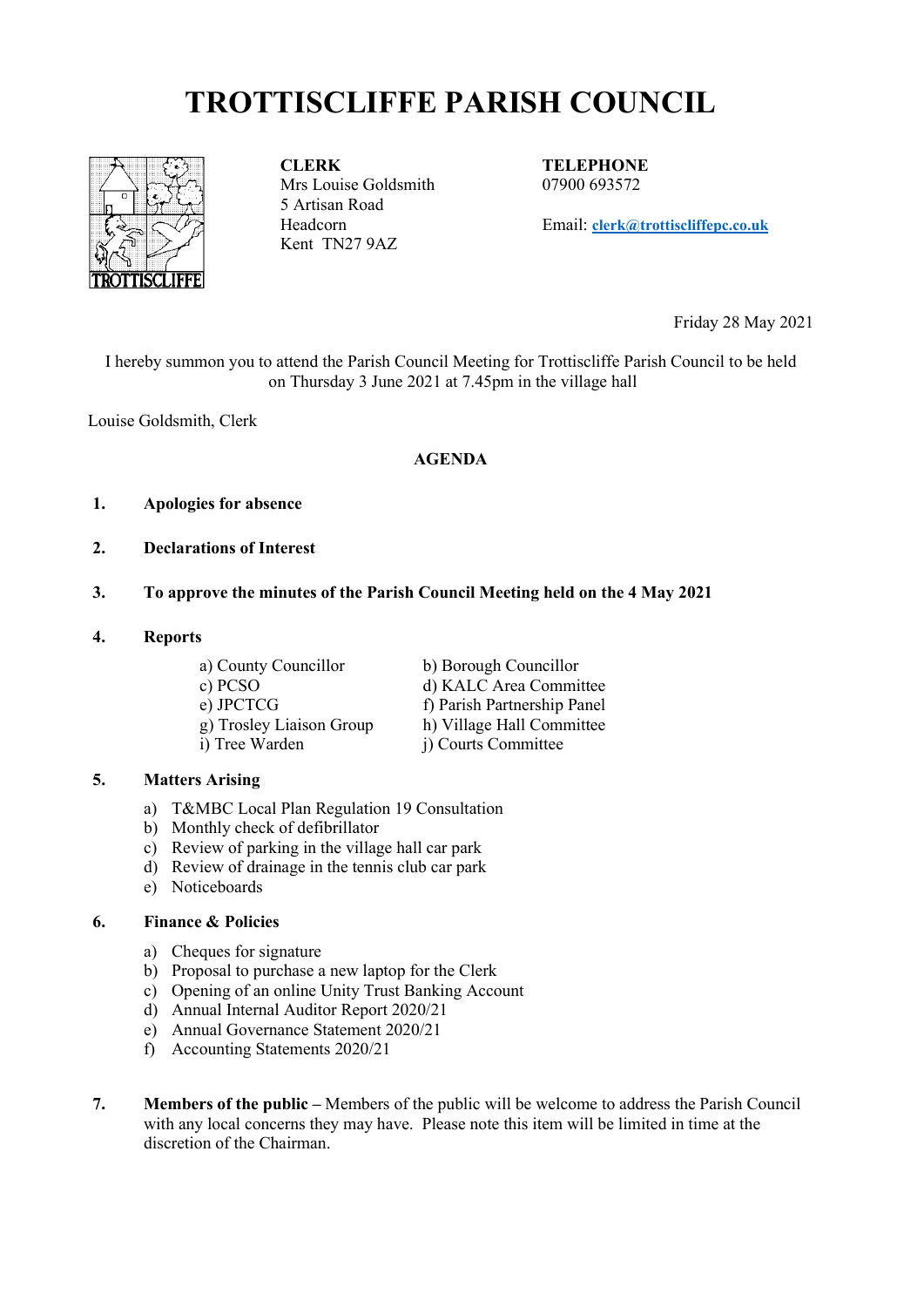# TROTTISCLIFFE PARISH COUNCIL

**CLERK**
Mrs Louise Goldsmith
5 Artisan Road
Headcorn
Kent TN27 9AZ

**TELEPHONE**
07900 693572

Email: clerk@trottiscliffepc.co.uk

Friday 28 May 2021

I hereby summon you to attend the Parish Council Meeting for Trottiscliffe Parish Council to be held on Thursday 3 June 2021 at 7.45pm in the village hall

Louise Goldsmith, Clerk

**AGENDA**

1. **Apologies for absence**

2. **Declarations of Interest**

3. **To approve the minutes of the Parish Council Meeting held on the 4 May 2021**

4. **Reports**

   a) County Councillor
   b) Borough Councillor
   c) PCSO
   d) KALC Area Committee
   e) JPCTCG
   f) Parish Partnership Panel
   g) Trosley Liaison Group
   h) Village Hall Committee
   i) Tree Warden
   j) Courts Committee

5. **Matters Arising**

   a) T&MBC Local Plan Regulation 19 Consultation
   b) Monthly check of defibrillator
   c) Review of parking in the village hall car park
   d) Review of drainage in the tennis club car park
   e) Noticeboards

6. **Finance & Policies**

   a) Cheques for signature
   b) Proposal to purchase a new laptop for the Clerk
   c) Opening of an online Unity Trust Banking Account
   d) Annual Internal Auditor Report 2020/21
   e) Annual Governance Statement 2020/21
   f) Accounting Statements 2020/21

7. **Members of the public –** Members of the public will be welcome to address the Parish Council with any local concerns they may have. Please note this item will be limited in time at the discretion of the Chairman.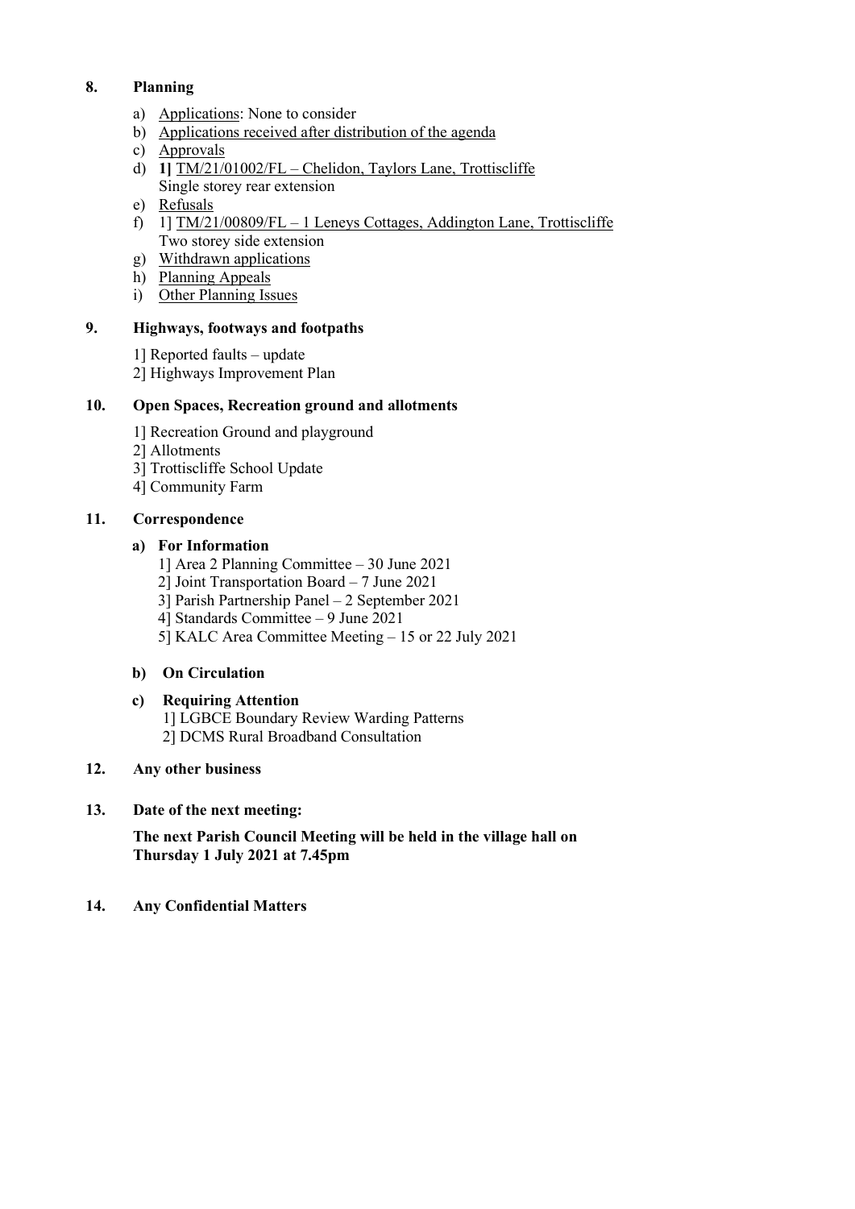## 8. Planning

a) Applications: None to consider
b) Applications received after distribution of the agenda
c) Approvals
d) **1]** TM/21/01002/FL – Chelidon, Taylors Lane, Trottiscliffe
   Single storey rear extension
e) Refusals
f) 1] TM/21/00809/FL – 1 Leneys Cottages, Addington Lane, Trottiscliffe
   Two storey side extension
g) Withdrawn applications
h) Planning Appeals
i) Other Planning Issues

## 9. Highways, footways and footpaths

1] Reported faults – update
2] Highways Improvement Plan

## 10. Open Spaces, Recreation ground and allotments

1] Recreation Ground and playground
2] Allotments
3] Trottiscliffe School Update
4] Community Farm

## 11. Correspondence

**a) For Information**

1] Area 2 Planning Committee – 30 June 2021
2] Joint Transportation Board – 7 June 2021
3] Parish Partnership Panel – 2 September 2021
4] Standards Committee – 9 June 2021
5] KALC Area Committee Meeting – 15 or 22 July 2021

**b) On Circulation**

**c) Requiring Attention**

1] LGBCE Boundary Review Warding Patterns
2] DCMS Rural Broadband Consultation

## 12. Any other business

## 13. Date of the next meeting:

**The next Parish Council Meeting will be held in the village hall on Thursday 1 July 2021 at 7.45pm**

## 14. Any Confidential Matters